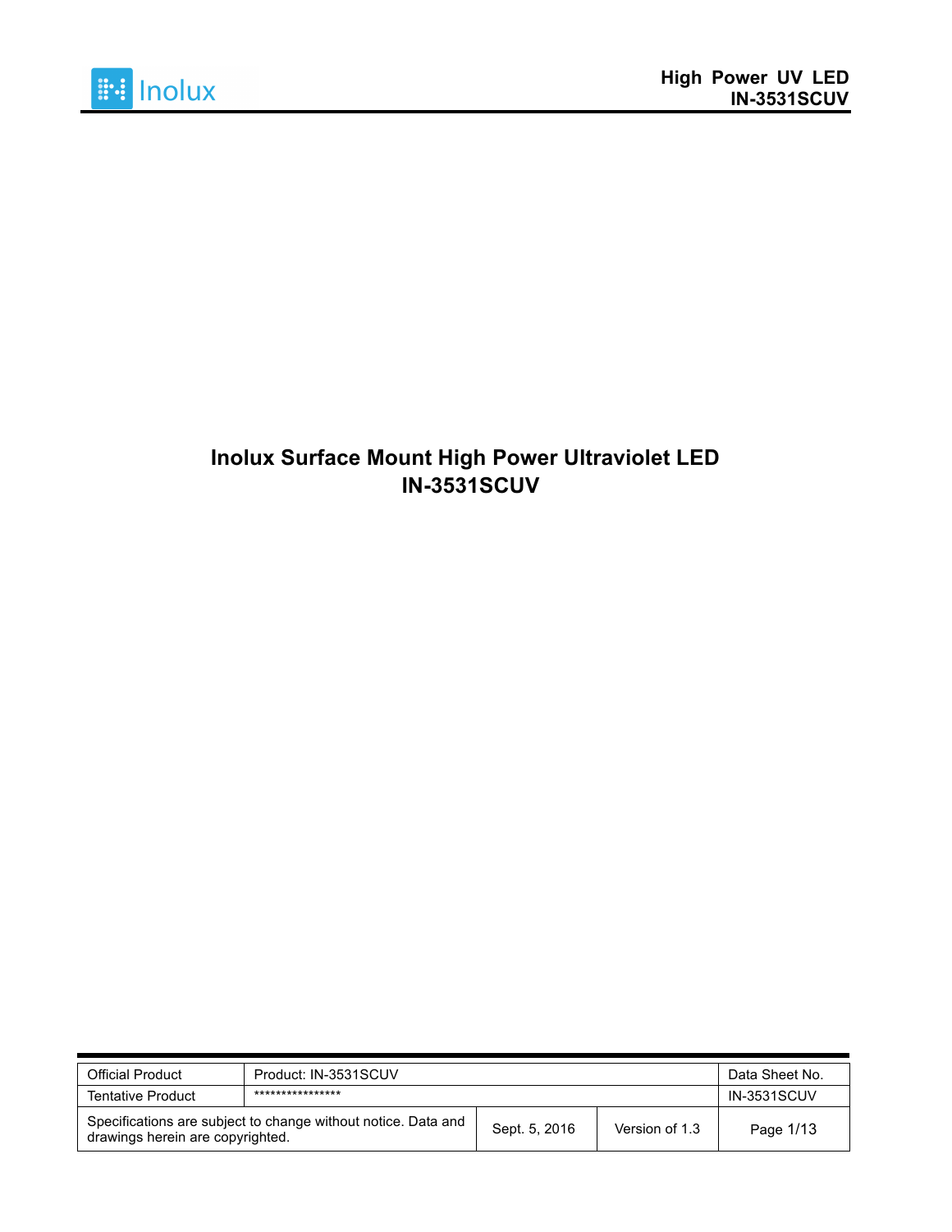# Inolux Surface Mount High Power Ultraviolet LED
# IN-3531SCUV

| Official Product | Product: IN-3531SCUV | | | Data Sheet No. |
|---|---|---|---|---|
| Tentative Product | **************** | | | IN-3531SCUV |
| Specifications are subject to change without notice. Data and drawings herein are copyrighted. | | Sept. 5, 2016 | Version of 1.3 | Page 1/13 |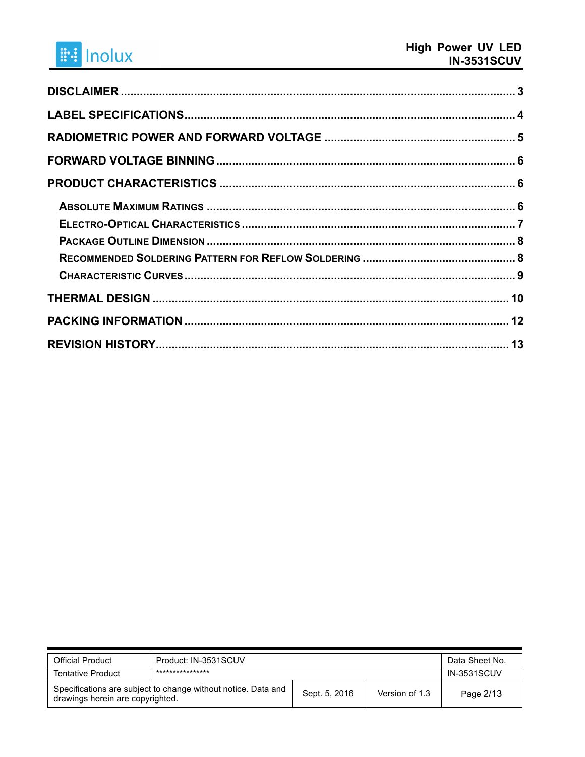**DISCLAIMER** ........................................................................................................ 3

**LABEL SPECIFICATIONS** ........................................................................................ 4

**RADIOMETRIC POWER AND FORWARD VOLTAGE** ............................................ 5

**FORWARD VOLTAGE BINNING** .............................................................................. 6

**PRODUCT CHARACTERISTICS** ............................................................................ 6

- **ABSOLUTE MAXIMUM RATINGS** ................................................................... 6
- **ELECTRO-OPTICAL CHARACTERISTICS** ....................................................... 7
- **PACKAGE OUTLINE DIMENSION** .................................................................. 8
- **RECOMMENDED SOLDERING PATTERN FOR REFLOW SOLDERING** ................. 8
- **CHARACTERISTIC CURVES** .......................................................................... 9

**THERMAL DESIGN** ................................................................................................ 10

**PACKING INFORMATION** ...................................................................................... 12

**REVISION HISTORY** .............................................................................................. 13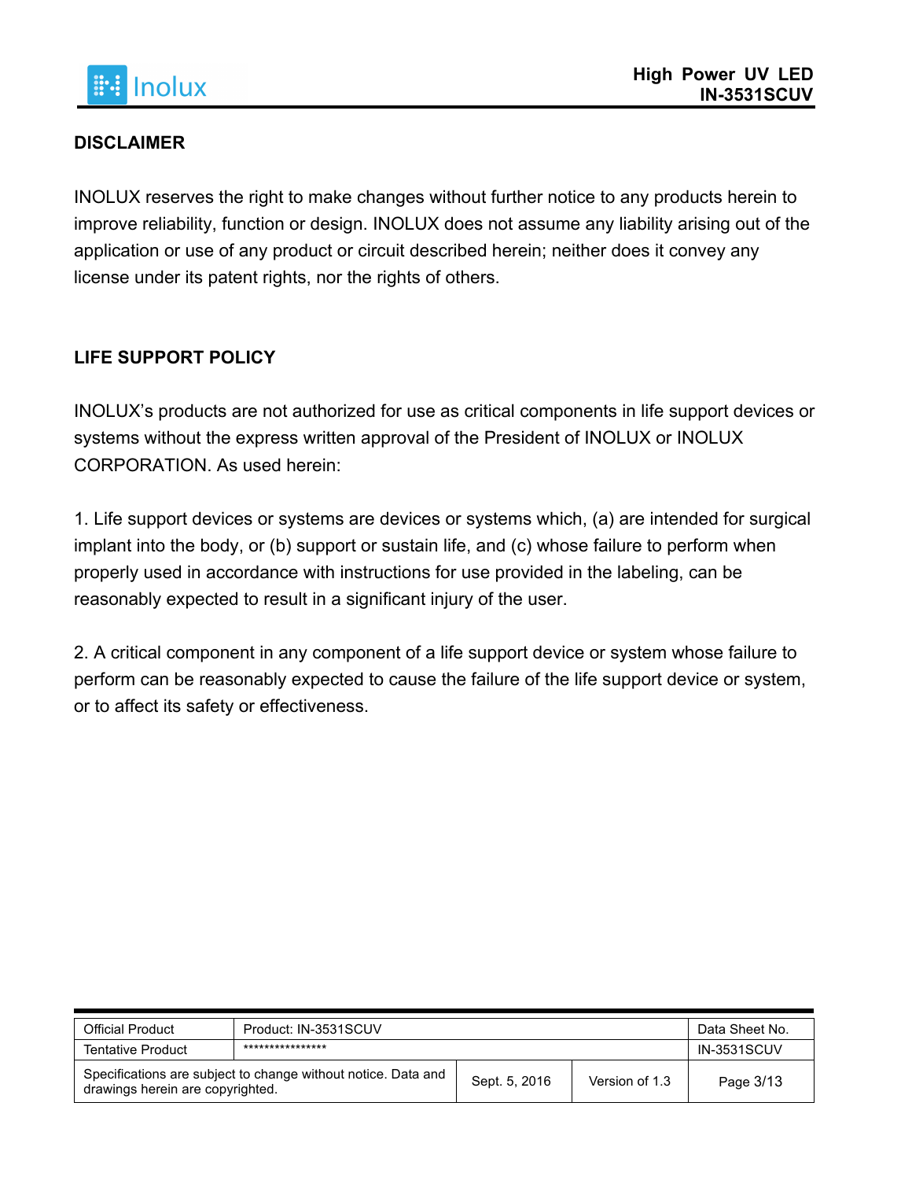## DISCLAIMER

INOLUX reserves the right to make changes without further notice to any products herein to improve reliability, function or design. INOLUX does not assume any liability arising out of the application or use of any product or circuit described herein; neither does it convey any license under its patent rights, nor the rights of others.

## LIFE SUPPORT POLICY

INOLUX's products are not authorized for use as critical components in life support devices or systems without the express written approval of the President of INOLUX or INOLUX CORPORATION. As used herein:

1. Life support devices or systems are devices or systems which, (a) are intended for surgical implant into the body, or (b) support or sustain life, and (c) whose failure to perform when properly used in accordance with instructions for use provided in the labeling, can be reasonably expected to result in a significant injury of the user.

2. A critical component in any component of a life support device or system whose failure to perform can be reasonably expected to cause the failure of the life support device or system, or to affect its safety or effectiveness.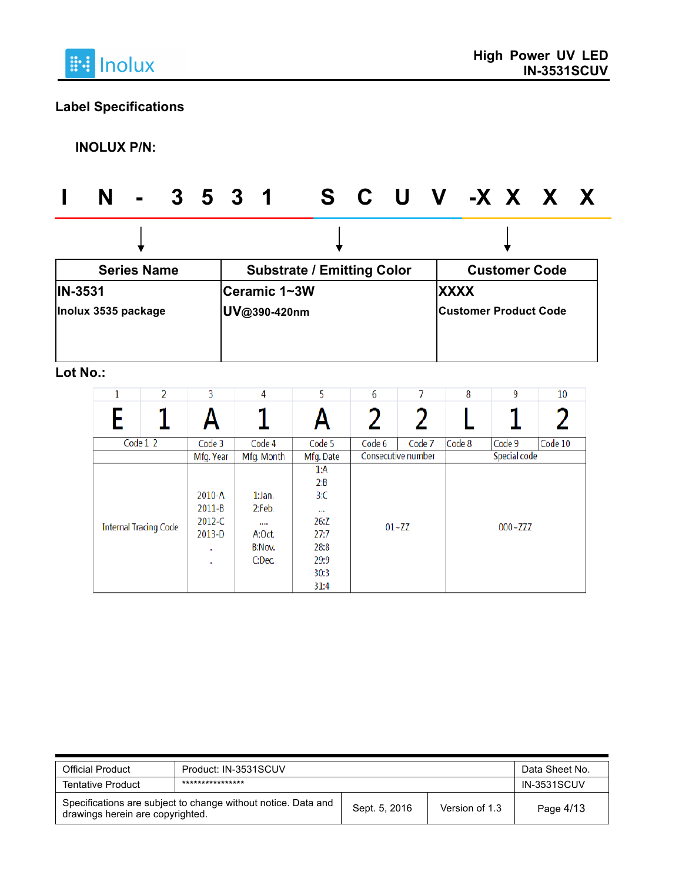## Label Specifications

**INOLUX P/N:**

**I N - 3 5 3 1 S C U V -X X X X**

| Series Name | Substrate / Emitting Color | Customer Code |
|---|---|---|
| **IN-3531**<br>**Inolux 3535 package** | **Ceramic 1~3W**<br>**UV@390-420nm** | **XXXX**<br>**Customer Product Code** |

**Lot No.:**

| 1 | 2 | 3 | 4 | 5 | 6 | 7 | 8 | 9 | 10 |
|---|---|---|---|---|---|---|---|---|---|
| E | 1 | A | 1 | A | 2 | 2 | L | 1 | 2 |
| Code 1 2 | | Code 3 | Code 4 | Code 5 | Code 6 | Code 7 | Code 8 | Code 9 | Code 10 |
| | | Mfg. Year | Mfg. Month | Mfg. Date | Consecutive number | | Special code | | |
| Internal Tracing Code | | 2010-A<br>2011-B<br>2012-C<br>2013-D<br>.<br>. | 1:Jan.<br>2:Feb.<br>....<br>A:Oct.<br>B:Nov.<br>C:Dec. | 1:A<br>2:B<br>3:C<br>...<br>26:Z<br>27:7<br>28:8<br>29:9<br>30:3<br>31:4 | 01~ZZ | | 000~ZZZ | | |

| Official Product | Product: IN-3531SCUV | | Data Sheet No. |
|---|---|---|---|
| Tentative Product | **************** | | IN-3531SCUV |
| Specifications are subject to change without notice. Data and drawings herein are copyrighted. | Sept. 5, 2016 | Version of 1.3 | |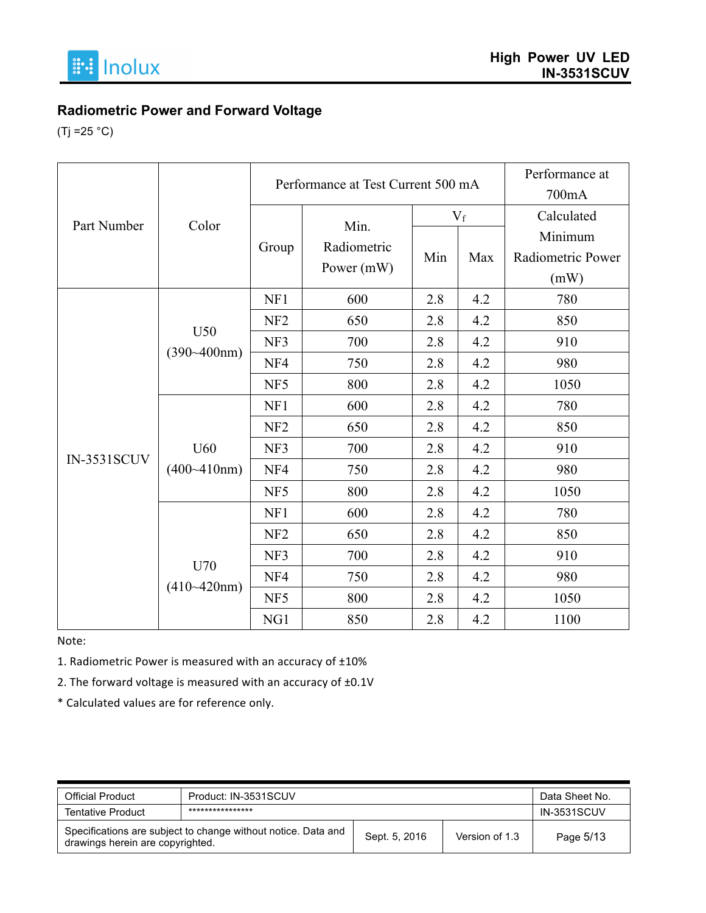## Radiometric Power and Forward Voltage

(Tj =25 °C)

| Part Number | Color | Performance at Test Current 500 mA | | | | Performance at 700mA |
|---|---|---|---|---|---|---|
| | | Group | Min. Radiometric Power (mW) | $V_f$ | | Calculated Minimum Radiometric Power (mW) |
| | | | | Min | Max | |
| IN-3531SCUV | U50 (390~400nm) | NF1 | 600 | 2.8 | 4.2 | 780 |
| | | NF2 | 650 | 2.8 | 4.2 | 850 |
| | | NF3 | 700 | 2.8 | 4.2 | 910 |
| | | NF4 | 750 | 2.8 | 4.2 | 980 |
| | | NF5 | 800 | 2.8 | 4.2 | 1050 |
| | U60 (400~410nm) | NF1 | 600 | 2.8 | 4.2 | 780 |
| | | NF2 | 650 | 2.8 | 4.2 | 850 |
| | | NF3 | 700 | 2.8 | 4.2 | 910 |
| | | NF4 | 750 | 2.8 | 4.2 | 980 |
| | | NF5 | 800 | 2.8 | 4.2 | 1050 |
| | U70 (410~420nm) | NF1 | 600 | 2.8 | 4.2 | 780 |
| | | NF2 | 650 | 2.8 | 4.2 | 850 |
| | | NF3 | 700 | 2.8 | 4.2 | 910 |
| | | NF4 | 750 | 2.8 | 4.2 | 980 |
| | | NF5 | 800 | 2.8 | 4.2 | 1050 |
| | | NG1 | 850 | 2.8 | 4.2 | 1100 |

Note:

1. Radiometric Power is measured with an accuracy of ±10%
2. The forward voltage is measured with an accuracy of ±0.1V

* Calculated values are for reference only.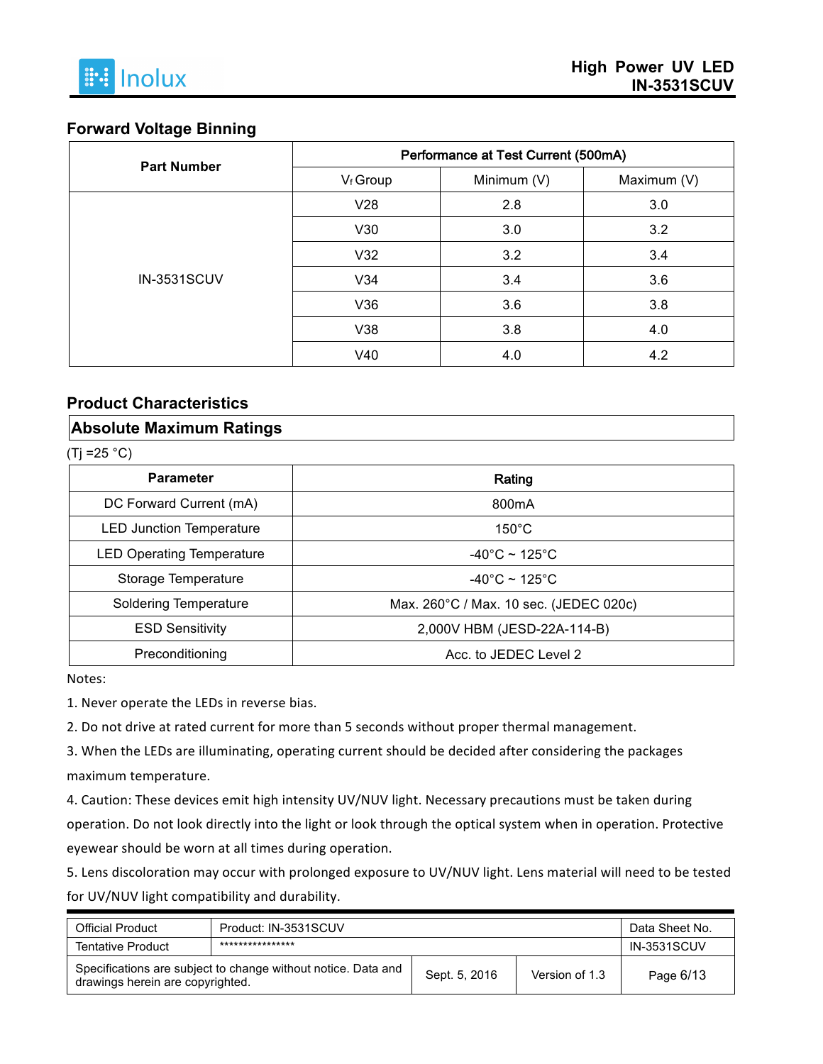## Forward Voltage Binning

| Part Number | Performance at Test Current (500mA) | | |
|---|---|---|---|
| | $V_f$ Group | Minimum (V) | Maximum (V) |
| IN-3531SCUV | V28 | 2.8 | 3.0 |
| | V30 | 3.0 | 3.2 |
| | V32 | 3.2 | 3.4 |
| | V34 | 3.4 | 3.6 |
| | V36 | 3.6 | 3.8 |
| | V38 | 3.8 | 4.0 |
| | V40 | 4.0 | 4.2 |

## Product Characteristics

### Absolute Maximum Ratings

(Tj =25 °C)

| Parameter | Rating |
|---|---|
| DC Forward Current (mA) | 800mA |
| LED Junction Temperature | 150°C |
| LED Operating Temperature | -40°C ~ 125°C |
| Storage Temperature | -40°C ~ 125°C |
| Soldering Temperature | Max. 260°C / Max. 10 sec. (JEDEC 020c) |
| ESD Sensitivity | 2,000V HBM (JESD-22A-114-B) |
| Preconditioning | Acc. to JEDEC Level 2 |

Notes:

1. Never operate the LEDs in reverse bias.
2. Do not drive at rated current for more than 5 seconds without proper thermal management.
3. When the LEDs are illuminating, operating current should be decided after considering the packages maximum temperature.
4. Caution: These devices emit high intensity UV/NUV light. Necessary precautions must be taken during operation. Do not look directly into the light or look through the optical system when in operation. Protective eyewear should be worn at all times during operation.
5. Lens discoloration may occur with prolonged exposure to UV/NUV light. Lens material will need to be tested for UV/NUV light compatibility and durability.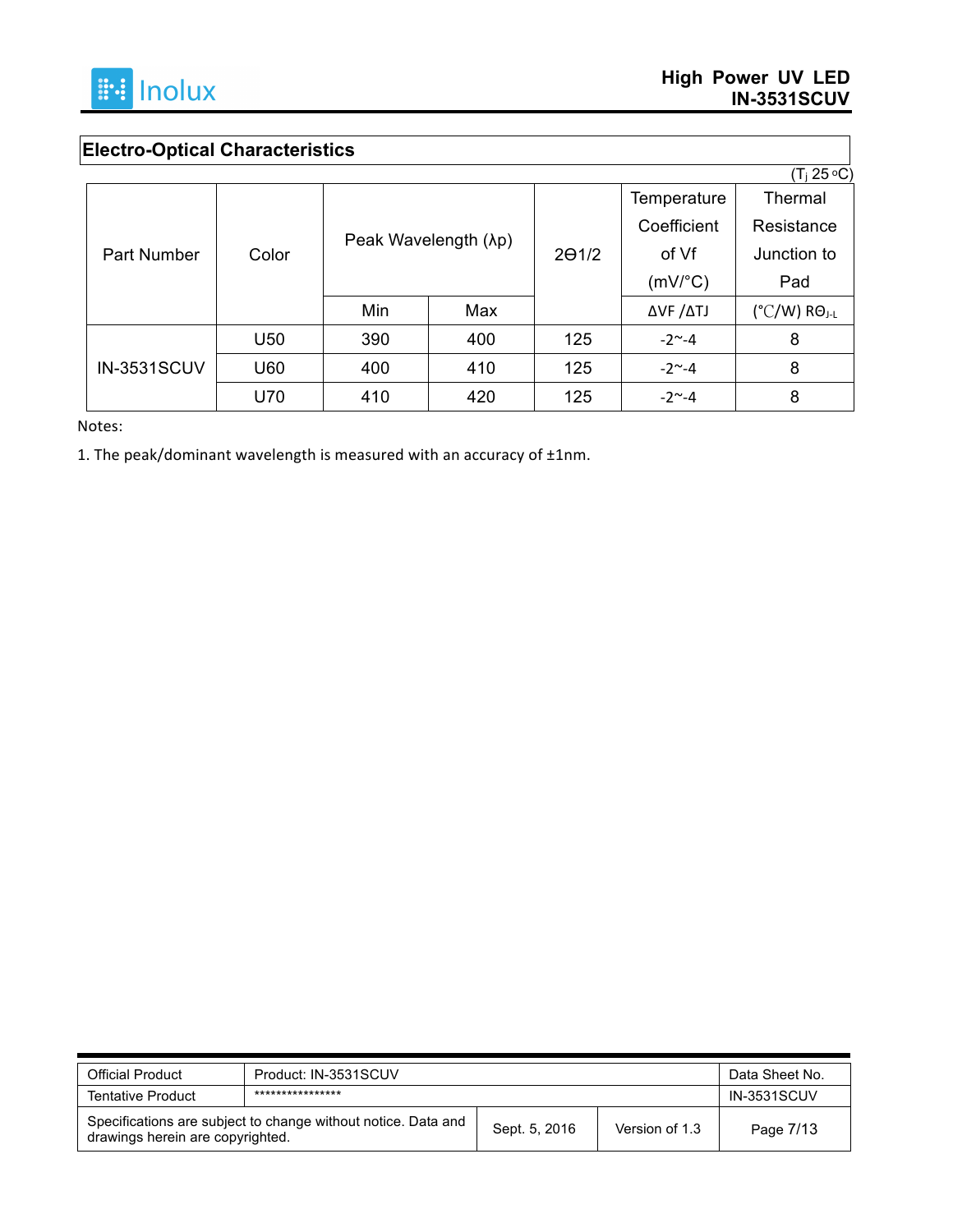## Electro-Optical Characteristics

($T_j$ 25 °C)

| Part Number | Color | Peak Wavelength (λp) | | 2Θ1/2 | Temperature Coefficient of Vf (mV/°C) | Thermal Resistance Junction to Pad |
|---|---|---|---|---|---|---|
| | | Min | Max | | ΔVF /ΔTJ | (°C/W) $R\Theta_{J-L}$ |
| IN-3531SCUV | U50 | 390 | 400 | 125 | -2~-4 | 8 |
| | U60 | 400 | 410 | 125 | -2~-4 | 8 |
| | U70 | 410 | 420 | 125 | -2~-4 | 8 |

Notes:

1. The peak/dominant wavelength is measured with an accuracy of ±1nm.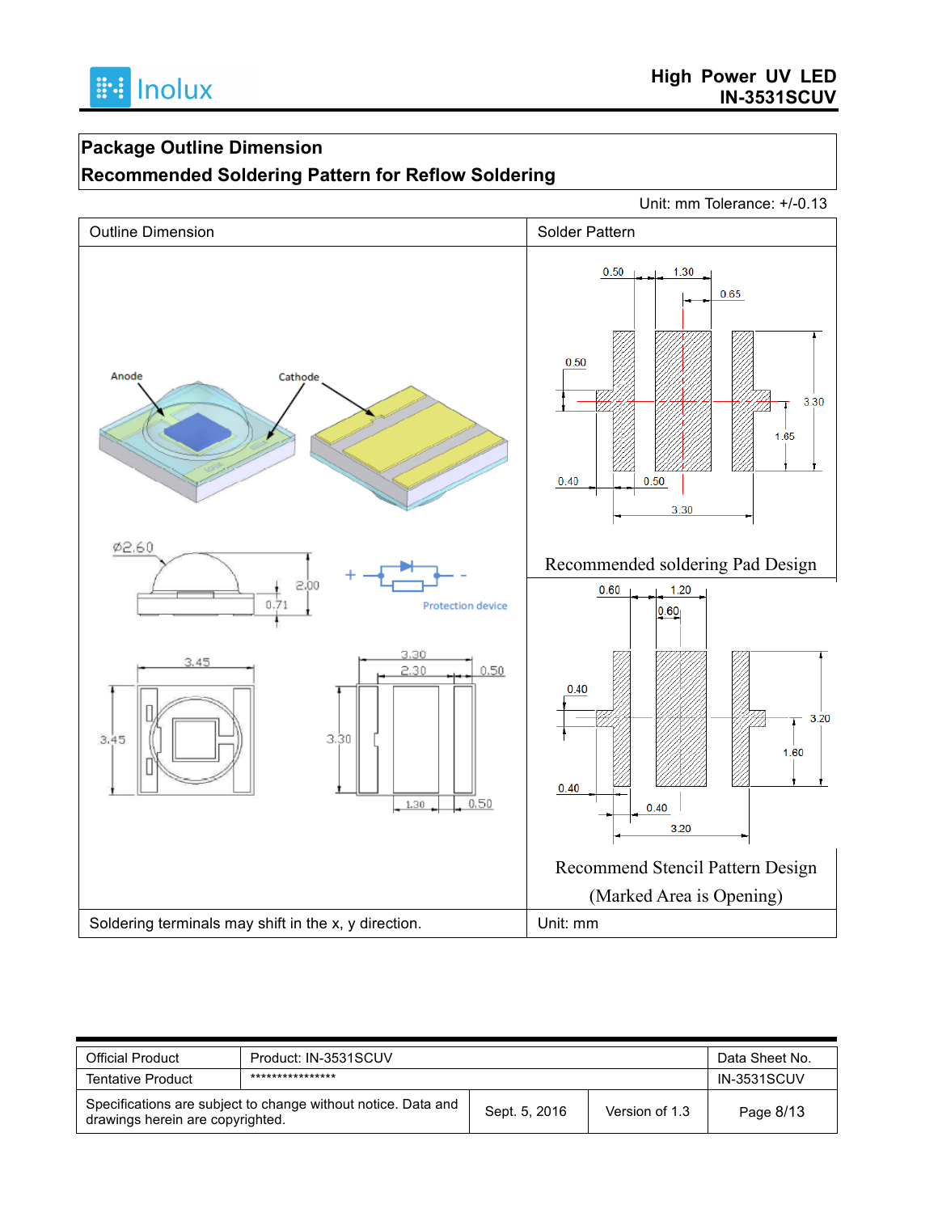## Package Outline Dimension

## Recommended Soldering Pattern for Reflow Soldering

Unit: mm Tolerance: +/-0.13

| Outline Dimension | Solder Pattern |
|---|---|
| Anode, Cathode, Ø2.60, 2.00, 0.71, Protection device, 3.45, 3.45, 3.30, 2.30, 0.50, 3.30, 1.30, 0.50 | 0.50, 1.30, 0.65, 0.50, 3.30, 1.65, 0.40, 0.50, 3.30<br>Recommended soldering Pad Design<br>0.60, 1.20, 0.60, 0.40, 3.20, 1.60, 0.40, 0.40, 3.20<br>Recommend Stencil Pattern Design<br>(Marked Area is Opening) |
| Soldering terminals may shift in the x, y direction. | Unit: mm |

| Official Product | Product: IN-3531SCUV | | Data Sheet No. |
|---|---|---|---|
| Tentative Product | **************** | | IN-3531SCUV |
| Specifications are subject to change without notice. Data and drawings herein are copyrighted. | Sept. 5, 2016 | Version of 1.3 | Page 8/13 |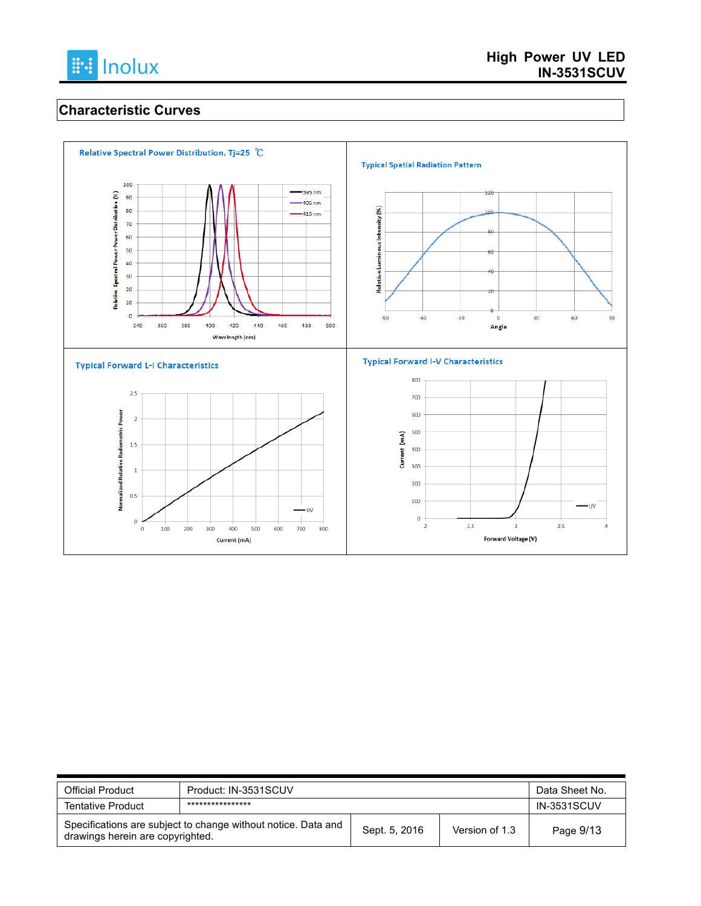## Characteristic Curves

**Relative Spectral Power Distribution, Tj=25 ℃**

Relative Spectral Power Power Distribution (%)

100, 90, 80, 70, 60, 50, 40, 30, 20, 10, 0

340, 360, 380, 400, 420, 440, 460, 480, 500

Wavelength (nm)

395 nm
405 nm
415 nm

**Typical Spatial Radiation Pattern**

Relative Luminous Intensity (%)

120, 100, 80, 60, 40, 20, 0

-90, -60, -30, 0, 30, 60, 90

Angle

**Typical Forward L-I Characteristics**

Normalized Relative Radiometric Power

2.5, 2, 1.5, 1, 0.5, 0

0, 100, 200, 300, 400, 500, 600, 700, 800

Current (mA)

UV

**Typical Forward I-V Characteristics**

Current (mA)

800, 700, 600, 500, 400, 300, 200, 100, 0

2, 2.5, 3, 3.5, 4

Forward Voltage (V)

UV

| Official Product | Product: IN-3531SCUV | | Data Sheet No. |
|---|---|---|---|
| Tentative Product | **************** | | IN-3531SCUV |
| Specifications are subject to change without notice. Data and drawings herein are copyrighted. | Sept. 5, 2016 | Version of 1.3 | Page 9/13 |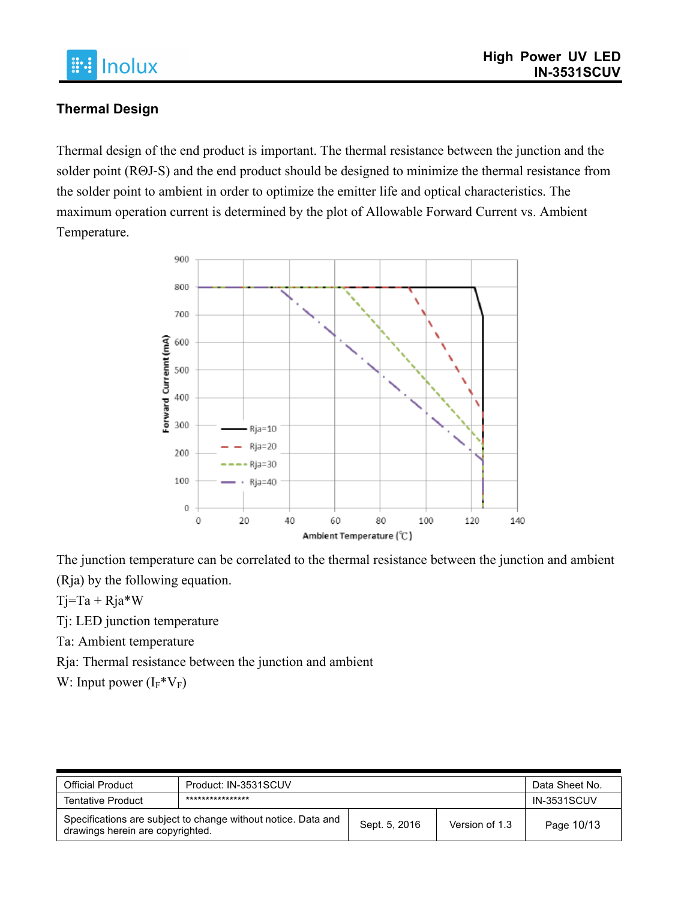## Thermal Design

Thermal design of the end product is important. The thermal resistance between the junction and the solder point (RΘJ-S) and the end product should be designed to minimize the thermal resistance from the solder point to ambient in order to optimize the emitter life and optical characteristics. The maximum operation current is determined by the plot of Allowable Forward Current vs. Ambient Temperature.

The junction temperature can be correlated to the thermal resistance between the junction and ambient (Rja) by the following equation.

Tj=Ta + Rja*W

Tj: LED junction temperature

Ta: Ambient temperature

Rja: Thermal resistance between the junction and ambient

W: Input power ($I_F$*$V_F$)

| Official Product | Product: IN-3531SCUV | | | Data Sheet No. |
|---|---|---|---|---|
| Tentative Product | **************** | | | IN-3531SCUV |
| Specifications are subject to change without notice. Data and drawings herein are copyrighted. | | Sept. 5, 2016 | Version of 1.3 | Page 10/13 |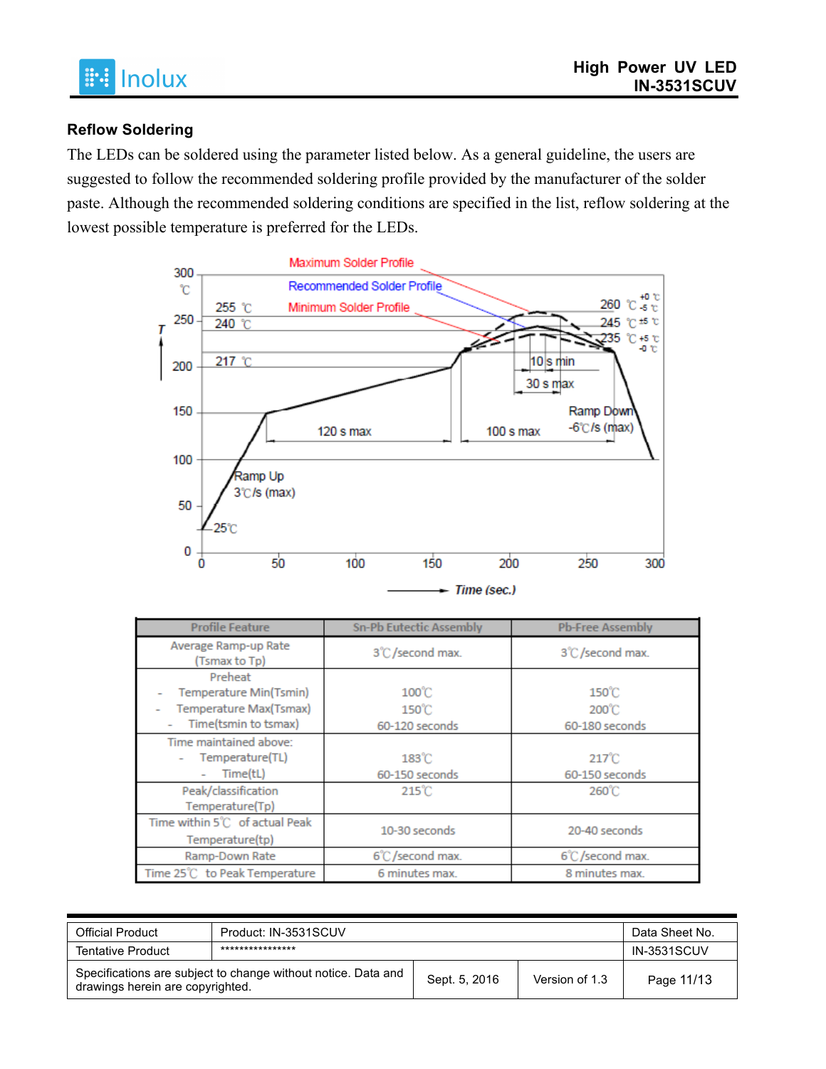## Reflow Soldering

The LEDs can be soldered using the parameter listed below. As a general guideline, the users are suggested to follow the recommended soldering profile provided by the manufacturer of the solder paste. Although the recommended soldering conditions are specified in the list, reflow soldering at the lowest possible temperature is preferred for the LEDs.

| Profile Feature | Sn-Pb Eutectic Assembly | Pb-Free Assembly |
|---|---|---|
| Average Ramp-up Rate (Tsmax to Tp) | 3℃/second max. | 3℃/second max. |
| Preheat<br>- Temperature Min(Tsmin)<br>- Temperature Max(Tsmax)<br>- Time(tsmin to tsmax) | <br>100℃<br>150℃<br>60-120 seconds | <br>150℃<br>200℃<br>60-180 seconds |
| Time maintained above:<br>- Temperature(TL)<br>- Time(tL) | <br>183℃<br>60-150 seconds | <br>217℃<br>60-150 seconds |
| Peak/classification Temperature(Tp) | 215℃ | 260℃ |
| Time within 5℃ of actual Peak Temperature(tp) | 10-30 seconds | 20-40 seconds |
| Ramp-Down Rate | 6℃/second max. | 6℃/second max. |
| Time 25℃ to Peak Temperature | 6 minutes max. | 8 minutes max. |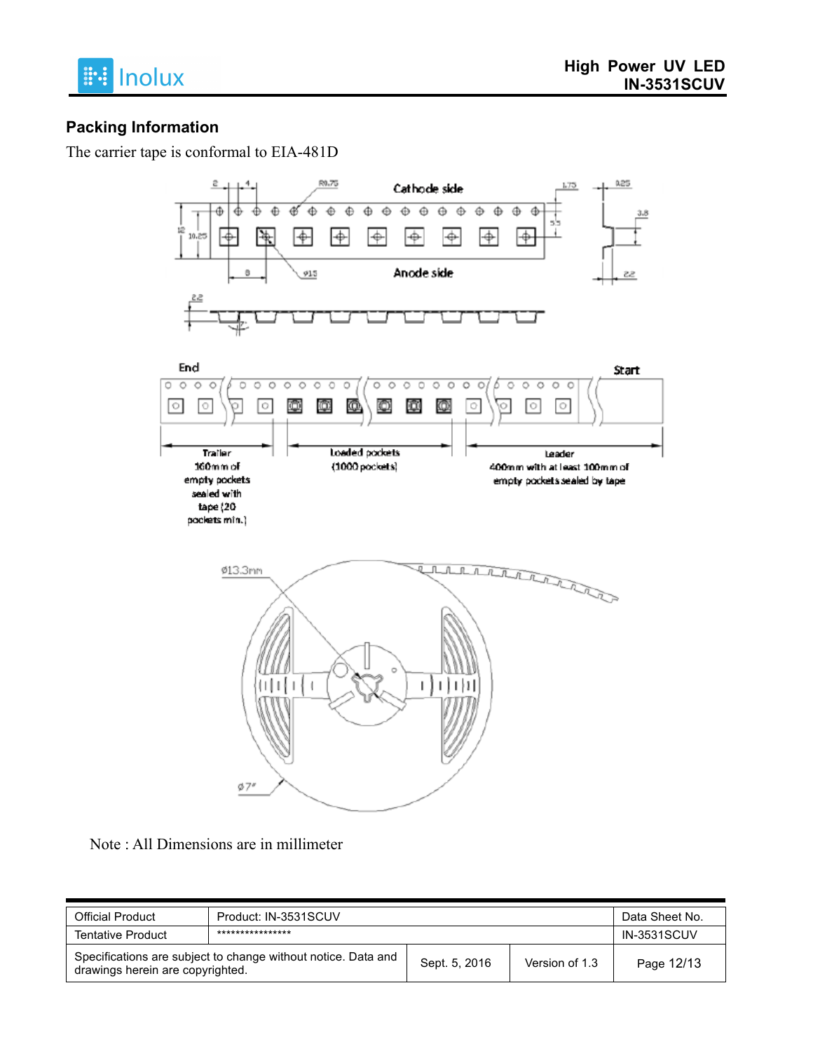## Packing Information

The carrier tape is conformal to EIA-481D

Note : All Dimensions are in millimeter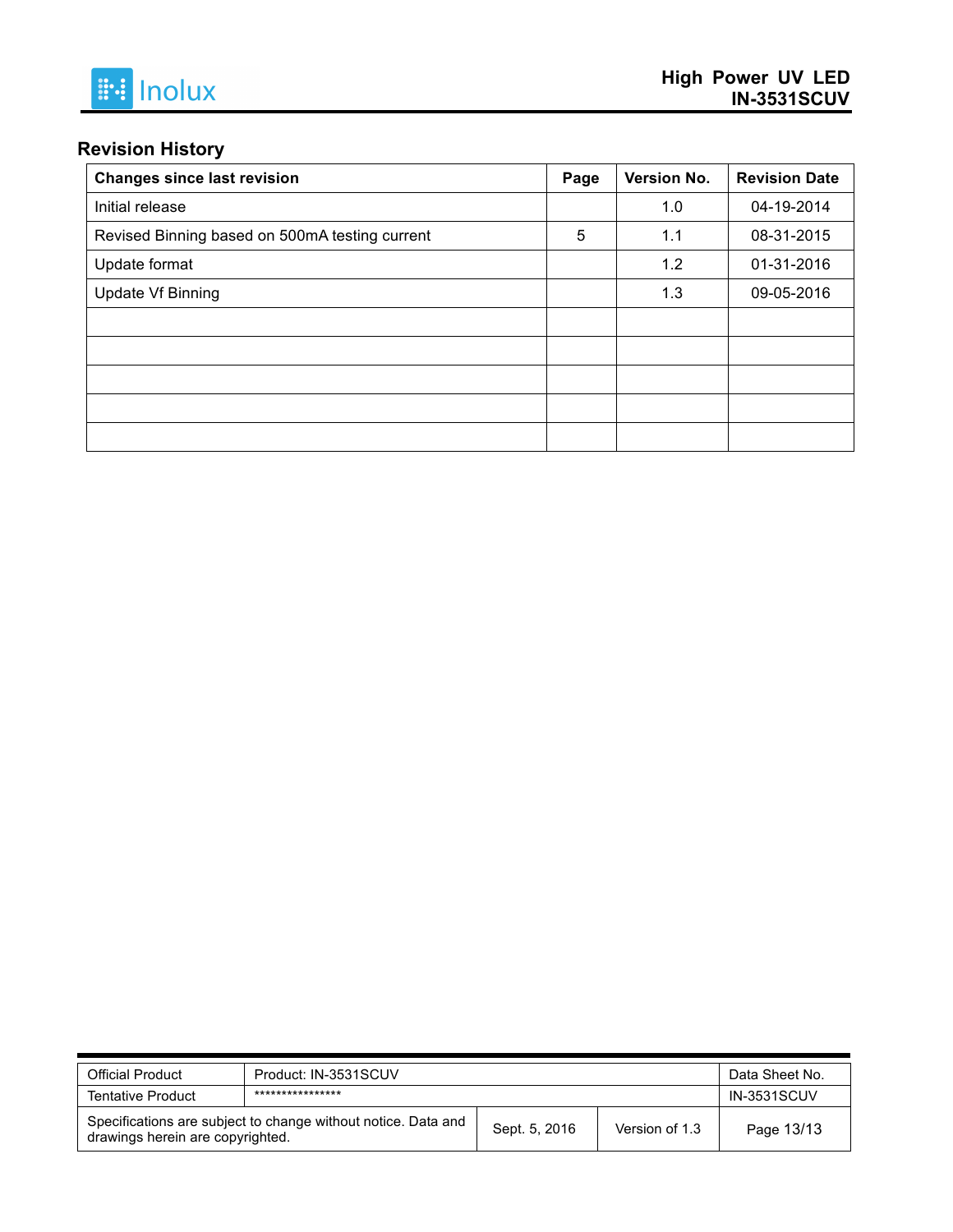## Revision History

| Changes since last revision | Page | Version No. | Revision Date |
|---|---|---|---|
| Initial release | | 1.0 | 04-19-2014 |
| Revised Binning based on 500mA testing current | 5 | 1.1 | 08-31-2015 |
| Update format | | 1.2 | 01-31-2016 |
| Update Vf Binning | | 1.3 | 09-05-2016 |
| | | | |
| | | | |
| | | | |
| | | | |
| | | | |